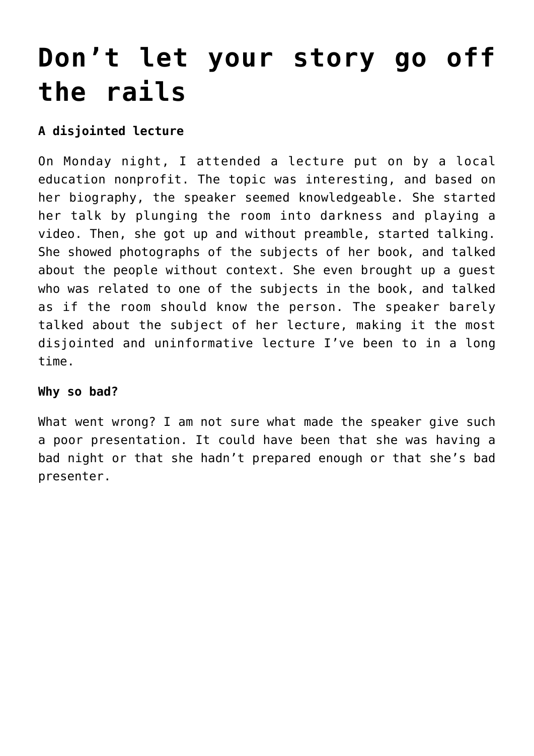# Don't let your story go off the rails

**A disjointed lecture**

On Monday night, I attended a lecture put on by a local education nonprofit. The topic was interesting, and based on her biography, the speaker seemed knowledgeable. She started her talk by plunging the room into darkness and playing a video. Then, she got up and without preamble, started talking. She showed photographs of the subjects of her book, and talked about the people without context. She even brought up a guest who was related to one of the subjects in the book, and talked as if the room should know the person. The speaker barely talked about the subject of her lecture, making it the most disjointed and uninformative lecture I've been to in a long time.

**Why so bad?**

What went wrong? I am not sure what made the speaker give such a poor presentation. It could have been that she was having a bad night or that she hadn't prepared enough or that she's bad presenter.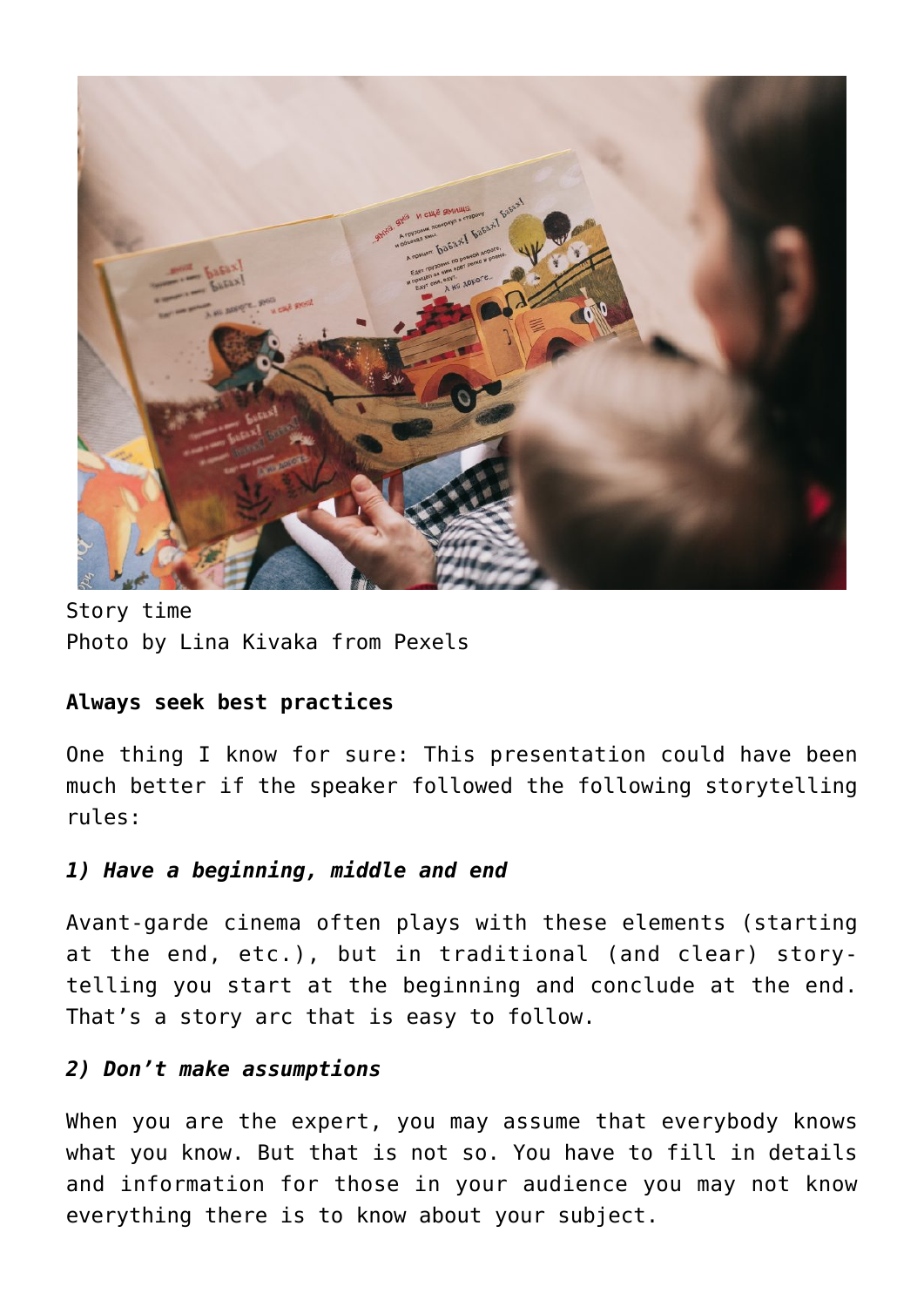Story time
Photo by Lina Kivaka from Pexels

**Always seek best practices**

One thing I know for sure: This presentation could have been much better if the speaker followed the following storytelling rules:

***1) Have a beginning, middle and end***

Avant-garde cinema often plays with these elements (starting at the end, etc.), but in traditional (and clear) story-telling you start at the beginning and conclude at the end. That's a story arc that is easy to follow.

***2) Don't make assumptions***

When you are the expert, you may assume that everybody knows what you know. But that is not so. You have to fill in details and information for those in your audience you may not know everything there is to know about your subject.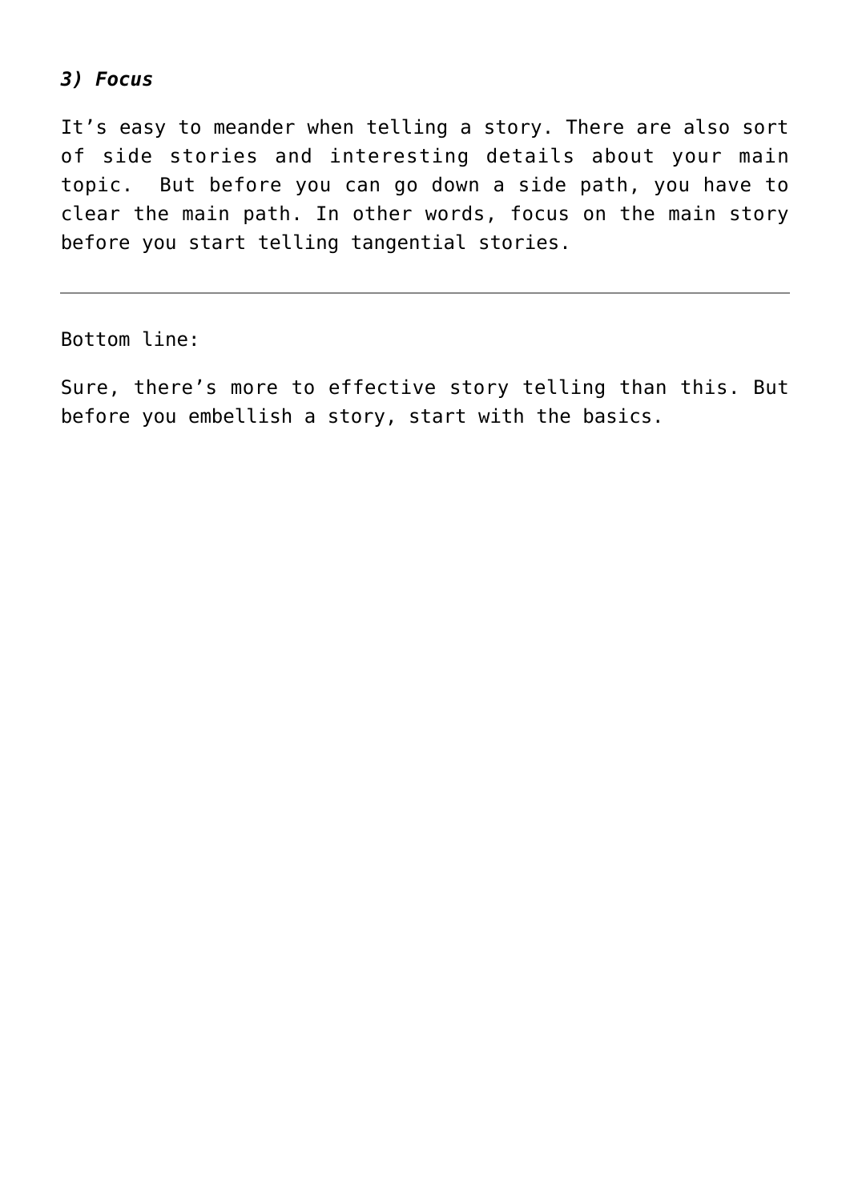### *3) Focus*

It's easy to meander when telling a story. There are also sort of side stories and interesting details about your main topic.  But before you can go down a side path, you have to clear the main path. In other words, focus on the main story before you start telling tangential stories.

---

Bottom line:

Sure, there's more to effective story telling than this. But before you embellish a story, start with the basics.